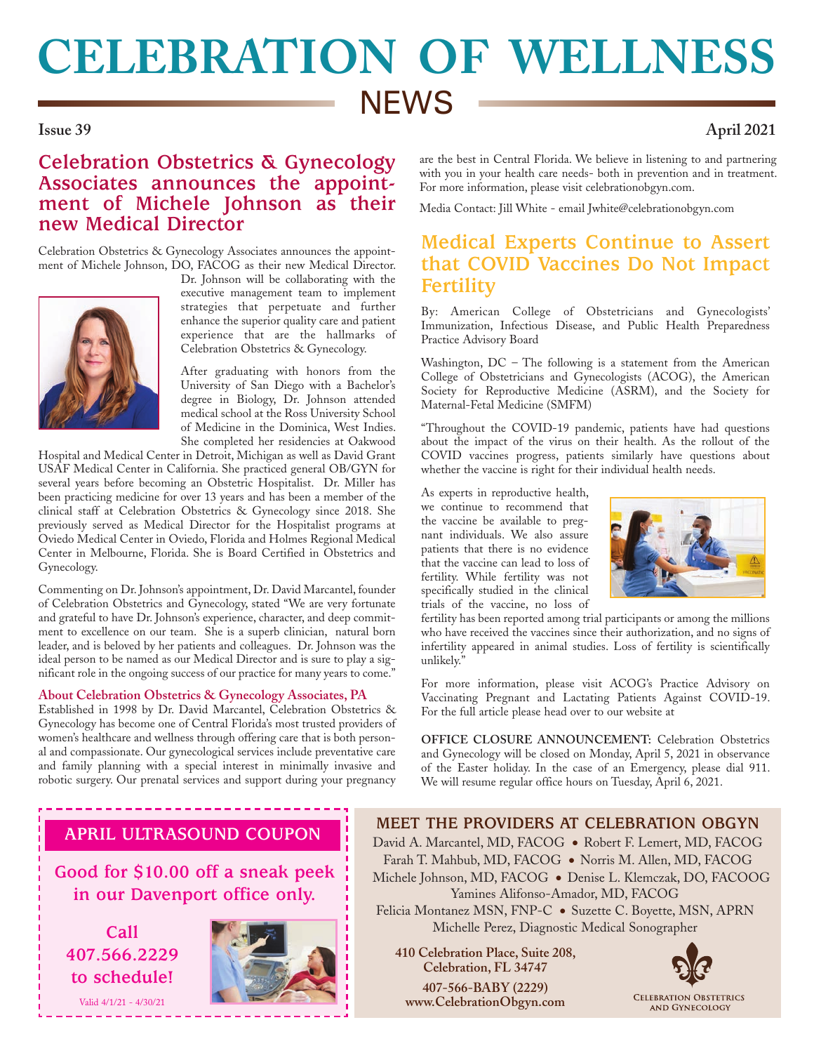# CELEBRATION OF WELLNESS NEWS

**Issue 39** **April 2021**

## Celebration Obstetrics & Gynecology Associates announces the appointment of Michele Johnson as their new Medical Director

Celebration Obstetrics & Gynecology Associates announces the appointment of Michele Johnson, DO, FACOG as their new Medical Director. Dr. Johnson will be collaborating with the executive management team to implement strategies that perpetuate and further enhance the superior quality care and patient experience that are the hallmarks of Celebration Obstetrics & Gynecology.

After graduating with honors from the University of San Diego with a Bachelor's degree in Biology, Dr. Johnson attended medical school at the Ross University School of Medicine in the Dominica, West Indies. She completed her residencies at Oakwood Hospital and Medical Center in Detroit, Michigan as well as David Grant USAF Medical Center in California. She practiced general OB/GYN for several years before becoming an Obstetric Hospitalist. Dr. Miller has been practicing medicine for over 13 years and has been a member of the clinical staff at Celebration Obstetrics & Gynecology since 2018. She previously served as Medical Director for the Hospitalist programs at Oviedo Medical Center in Oviedo, Florida and Holmes Regional Medical Center in Melbourne, Florida. She is Board Certified in Obstetrics and Gynecology.

Commenting on Dr. Johnson's appointment, Dr. David Marcantel, founder of Celebration Obstetrics and Gynecology, stated "We are very fortunate and grateful to have Dr. Johnson's experience, character, and deep commitment to excellence on our team. She is a superb clinician, natural born leader, and is beloved by her patients and colleagues. Dr. Johnson was the ideal person to be named as our Medical Director and is sure to play a significant role in the ongoing success of our practice for many years to come."

**About Celebration Obstetrics & Gynecology Associates, PA**

Established in 1998 by Dr. David Marcantel, Celebration Obstetrics & Gynecology has become one of Central Florida's most trusted providers of women's healthcare and wellness through offering care that is both personal and compassionate. Our gynecological services include preventative care and family planning with a special interest in minimally invasive and robotic surgery. Our prenatal services and support during your pregnancy are the best in Central Florida. We believe in listening to and partnering with you in your health care needs- both in prevention and in treatment. For more information, please visit celebrationobgyn.com.

Media Contact: Jill White - email Jwhite@celebrationobgyn.com

## Medical Experts Continue to Assert that COVID Vaccines Do Not Impact Fertility

By: American College of Obstetricians and Gynecologists' Immunization, Infectious Disease, and Public Health Preparedness Practice Advisory Board

Washington, DC – The following is a statement from the American College of Obstetricians and Gynecologists (ACOG), the American Society for Reproductive Medicine (ASRM), and the Society for Maternal-Fetal Medicine (SMFM)

"Throughout the COVID-19 pandemic, patients have had questions about the impact of the virus on their health. As the rollout of the COVID vaccines progress, patients similarly have questions about whether the vaccine is right for their individual health needs.

As experts in reproductive health, we continue to recommend that the vaccine be available to pregnant individuals. We also assure patients that there is no evidence that the vaccine can lead to loss of fertility. While fertility was not specifically studied in the clinical trials of the vaccine, no loss of fertility has been reported among trial participants or among the millions who have received the vaccines since their authorization, and no signs of infertility appeared in animal studies. Loss of fertility is scientifically unlikely."

For more information, please visit ACOG's Practice Advisory on Vaccinating Pregnant and Lactating Patients Against COVID-19. For the full article please head over to our website at

**OFFICE CLOSURE ANNOUNCEMENT:** Celebration Obstetrics and Gynecology will be closed on Monday, April 5, 2021 in observance of the Easter holiday. In the case of an Emergency, please dial 911. We will resume regular office hours on Tuesday, April 6, 2021.

### APRIL ULTRASOUND COUPON

**Good for $10.00 off a sneak peek in our Davenport office only.**

**Call 407.566.2229 to schedule!**

Valid 4/1/21 - 4/30/21

### MEET THE PROVIDERS AT CELEBRATION OBGYN

David A. Marcantel, MD, FACOG • Robert F. Lemert, MD, FACOG
Farah T. Mahbub, MD, FACOG • Norris M. Allen, MD, FACOG
Michele Johnson, MD, FACOG • Denise L. Klemczak, DO, FACOOG
Yamines Alifonso-Amador, MD, FACOG
Felicia Montanez MSN, FNP-C • Suzette C. Boyette, MSN, APRN
Michelle Perez, Diagnostic Medical Sonographer

**410 Celebration Place, Suite 208,**
**Celebration, FL 34747**

**407-566-BABY (2229)**
**www.CelebrationObgyn.com**

Celebration Obstetrics and Gynecology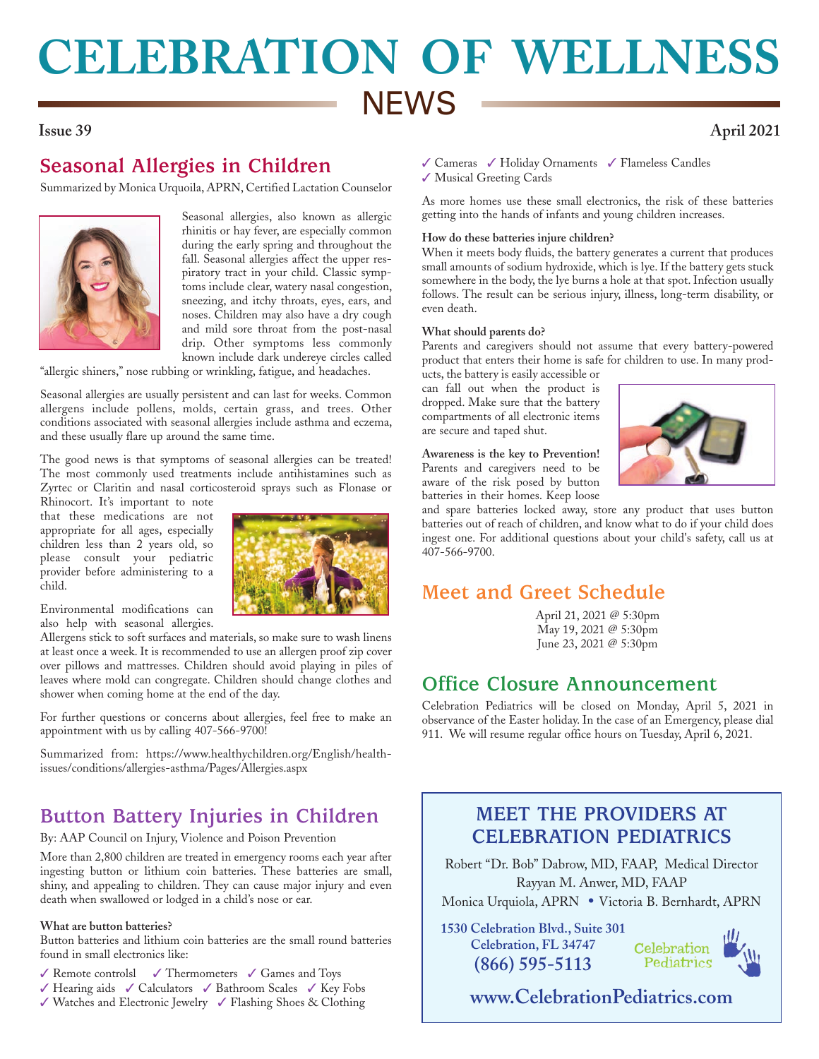# CELEBRATION OF WELLNESS NEWS

**Issue 39** **April 2021**

## Seasonal Allergies in Children

Summarized by Monica Urquoila, APRN, Certified Lactation Counselor

Seasonal allergies, also known as allergic rhinitis or hay fever, are especially common during the early spring and throughout the fall. Seasonal allergies affect the upper respiratory tract in your child. Classic symptoms include clear, watery nasal congestion, sneezing, and itchy throats, eyes, ears, and noses. Children may also have a dry cough and mild sore throat from the post-nasal drip. Other symptoms less commonly known include dark undereye circles called "allergic shiners," nose rubbing or wrinkling, fatigue, and headaches.

Seasonal allergies are usually persistent and can last for weeks. Common allergens include pollens, molds, certain grass, and trees. Other conditions associated with seasonal allergies include asthma and eczema, and these usually flare up around the same time.

The good news is that symptoms of seasonal allergies can be treated! The most commonly used treatments include antihistamines such as Zyrtec or Claritin and nasal corticosteroid sprays such as Flonase or Rhinocort. It's important to note that these medications are not appropriate for all ages, especially children less than 2 years old, so please consult your pediatric provider before administering to a child.

Environmental modifications can also help with seasonal allergies. Allergens stick to soft surfaces and materials, so make sure to wash linens at least once a week. It is recommended to use an allergen proof zip cover over pillows and mattresses. Children should avoid playing in piles of leaves where mold can congregate. Children should change clothes and shower when coming home at the end of the day.

For further questions or concerns about allergies, feel free to make an appointment with us by calling 407-566-9700!

Summarized from: https://www.healthychildren.org/English/health-issues/conditions/allergies-asthma/Pages/Allergies.aspx

## Button Battery Injuries in Children

By: AAP Council on Injury, Violence and Poison Prevention

More than 2,800 children are treated in emergency rooms each year after ingesting button or lithium coin batteries. These batteries are small, shiny, and appealing to children. They can cause major injury and even death when swallowed or lodged in a child's nose or ear.

**What are button batteries?**

Button batteries and lithium coin batteries are the small round batteries found in small electronics like:

- ✓ Remote controlsl
- ✓ Thermometers
- ✓ Games and Toys
- ✓ Hearing aids
- ✓ Calculators
- ✓ Bathroom Scales
- ✓ Key Fobs
- ✓ Watches and Electronic Jewelry
- ✓ Flashing Shoes & Clothing
- ✓ Cameras
- ✓ Holiday Ornaments
- ✓ Flameless Candles
- ✓ Musical Greeting Cards

As more homes use these small electronics, the risk of these batteries getting into the hands of infants and young children increases.

**How do these batteries injure children?**

When it meets body fluids, the battery generates a current that produces small amounts of sodium hydroxide, which is lye. If the battery gets stuck somewhere in the body, the lye burns a hole at that spot. Infection usually follows. The result can be serious injury, illness, long-term disability, or even death.

**What should parents do?**

Parents and caregivers should not assume that every battery-powered product that enters their home is safe for children to use. In many products, the battery is easily accessible or can fall out when the product is dropped. Make sure that the battery compartments of all electronic items are secure and taped shut.

**Awareness is the key to Prevention!**

Parents and caregivers need to be aware of the risk posed by button batteries in their homes. Keep loose and spare batteries locked away, store any product that uses button batteries out of reach of children, and know what to do if your child does ingest one. For additional questions about your child's safety, call us at 407-566-9700.

## Meet and Greet Schedule

April 21, 2021 @ 5:30pm
May 19, 2021 @ 5:30pm
June 23, 2021 @ 5:30pm

## Office Closure Announcement

Celebration Pediatrics will be closed on Monday, April 5, 2021 in observance of the Easter holiday. In the case of an Emergency, please dial 911. We will resume regular office hours on Tuesday, April 6, 2021.

## MEET THE PROVIDERS AT CELEBRATION PEDIATRICS

Robert "Dr. Bob" Dabrow, MD, FAAP, Medical Director
Rayyan M. Anwer, MD, FAAP
Monica Urquiola, APRN • Victoria B. Bernhardt, APRN

**1530 Celebration Blvd., Suite 301**
**Celebration, FL 34747**
**(866) 595-5113**

Celebration Pediatrics

**www.CelebrationPediatrics.com**